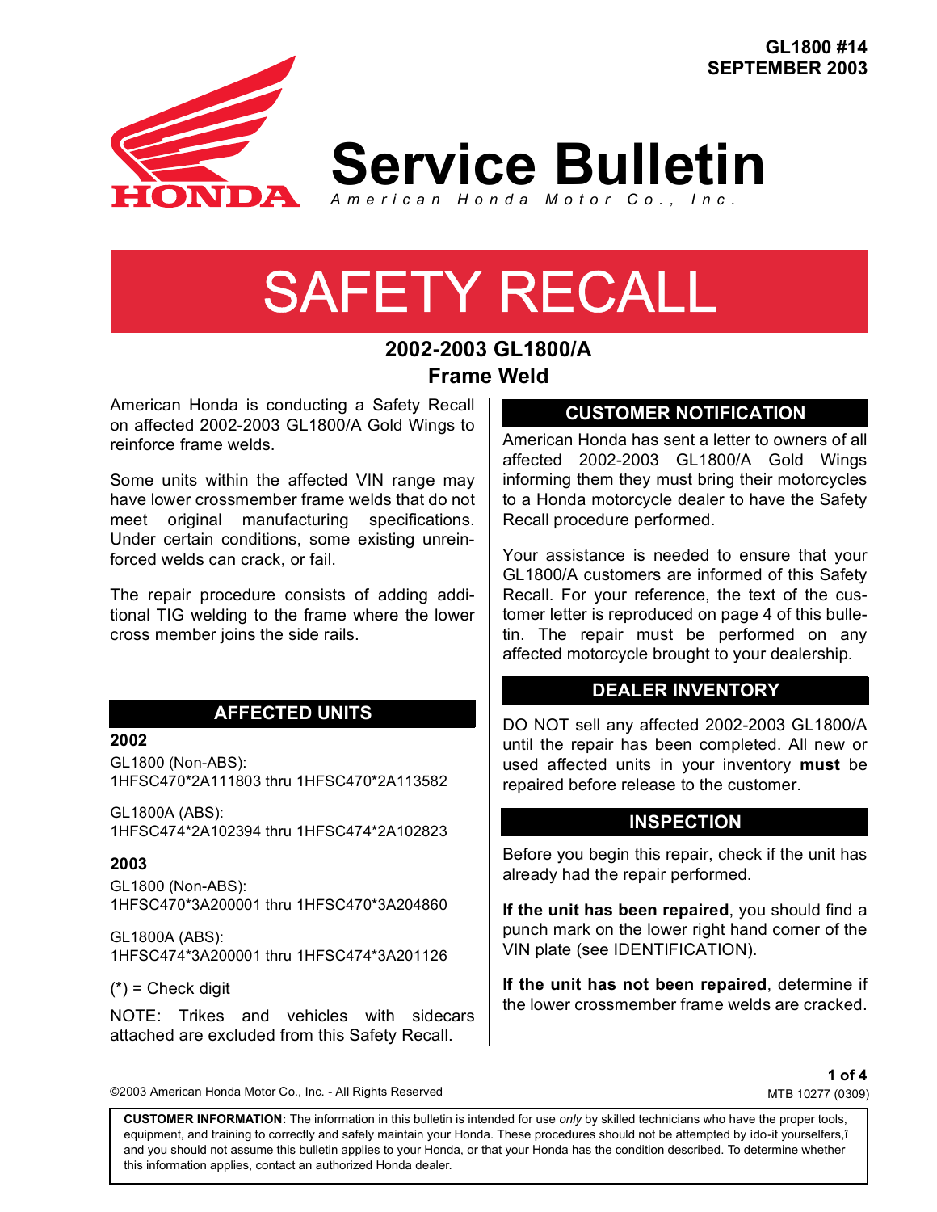GL1800 #14
SEPTEMBER 2003

# Service Bulletin

American Honda Motor Co., Inc.

# SAFETY RECALL

## 2002-2003 GL1800/A
## Frame Weld

American Honda is conducting a Safety Recall on affected 2002-2003 GL1800/A Gold Wings to reinforce frame welds.

Some units within the affected VIN range may have lower crossmember frame welds that do not meet original manufacturing specifications. Under certain conditions, some existing unreinforced welds can crack, or fail.

The repair procedure consists of adding additional TIG welding to the frame where the lower cross member joins the side rails.

### AFFECTED UNITS

**2002**

GL1800 (Non-ABS):
1HFSC470*2A111803 thru 1HFSC470*2A113582

GL1800A (ABS):
1HFSC474*2A102394 thru 1HFSC474*2A102823

**2003**

GL1800 (Non-ABS):
1HFSC470*3A200001 thru 1HFSC470*3A204860

GL1800A (ABS):
1HFSC474*3A200001 thru 1HFSC474*3A201126

(*) = Check digit

NOTE: Trikes and vehicles with sidecars attached are excluded from this Safety Recall.

### CUSTOMER NOTIFICATION

American Honda has sent a letter to owners of all affected 2002-2003 GL1800/A Gold Wings informing them they must bring their motorcycles to a Honda motorcycle dealer to have the Safety Recall procedure performed.

Your assistance is needed to ensure that your GL1800/A customers are informed of this Safety Recall. For your reference, the text of the customer letter is reproduced on page 4 of this bulletin. The repair must be performed on any affected motorcycle brought to your dealership.

### DEALER INVENTORY

DO NOT sell any affected 2002-2003 GL1800/A until the repair has been completed. All new or used affected units in your inventory **must** be repaired before release to the customer.

### INSPECTION

Before you begin this repair, check if the unit has already had the repair performed.

**If the unit has been repaired**, you should find a punch mark on the lower right hand corner of the VIN plate (see IDENTIFICATION).

**If the unit has not been repaired**, determine if the lower crossmember frame welds are cracked.

©2003 American Honda Motor Co., Inc. - All Rights Reserved

MTB 10277 (0309)

**CUSTOMER INFORMATION:** The information in this bulletin is intended for use *only* by skilled technicians who have the proper tools, equipment, and training to correctly and safely maintain your Honda. These procedures should not be attempted by ìdo-it yourselfers,î and you should not assume this bulletin applies to your Honda, or that your Honda has the condition described. To determine whether this information applies, contact an authorized Honda dealer.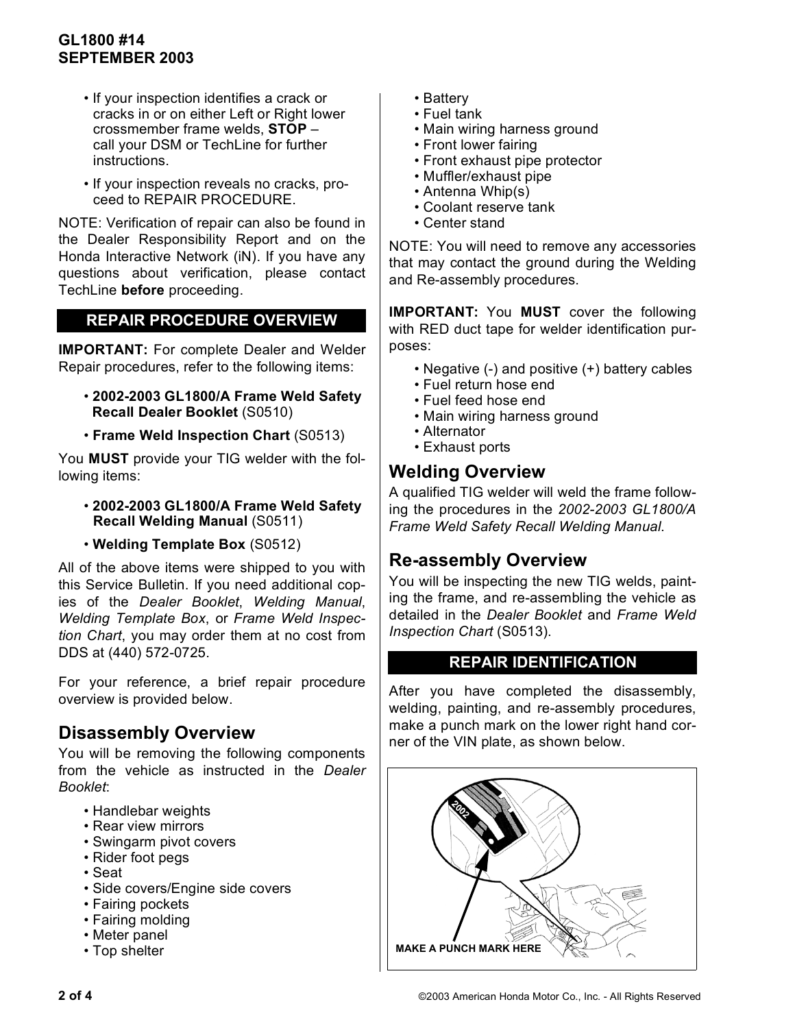- If your inspection identifies a crack or cracks in or on either Left or Right lower crossmember frame welds, **STOP** – call your DSM or TechLine for further instructions.
- If your inspection reveals no cracks, proceed to REPAIR PROCEDURE.

NOTE: Verification of repair can also be found in the Dealer Responsibility Report and on the Honda Interactive Network (iN). If you have any questions about verification, please contact TechLine **before** proceeding.

## REPAIR PROCEDURE OVERVIEW

**IMPORTANT:** For complete Dealer and Welder Repair procedures, refer to the following items:

- **2002-2003 GL1800/A Frame Weld Safety Recall Dealer Booklet** (S0510)
- **Frame Weld Inspection Chart** (S0513)

You **MUST** provide your TIG welder with the following items:

- **2002-2003 GL1800/A Frame Weld Safety Recall Welding Manual** (S0511)
- **Welding Template Box** (S0512)

All of the above items were shipped to you with this Service Bulletin. If you need additional copies of the *Dealer Booklet*, *Welding Manual*, *Welding Template Box*, or *Frame Weld Inspection Chart*, you may order them at no cost from DDS at (440) 572-0725.

For your reference, a brief repair procedure overview is provided below.

### Disassembly Overview

You will be removing the following components from the vehicle as instructed in the *Dealer Booklet*:

- Handlebar weights
- Rear view mirrors
- Swingarm pivot covers
- Rider foot pegs
- Seat
- Side covers/Engine side covers
- Fairing pockets
- Fairing molding
- Meter panel
- Top shelter
- Battery
- Fuel tank
- Main wiring harness ground
- Front lower fairing
- Front exhaust pipe protector
- Muffler/exhaust pipe
- Antenna Whip(s)
- Coolant reserve tank
- Center stand

NOTE: You will need to remove any accessories that may contact the ground during the Welding and Re-assembly procedures.

**IMPORTANT:** You **MUST** cover the following with RED duct tape for welder identification purposes:

- Negative (-) and positive (+) battery cables
- Fuel return hose end
- Fuel feed hose end
- Main wiring harness ground
- Alternator
- Exhaust ports

### Welding Overview

A qualified TIG welder will weld the frame following the procedures in the *2002-2003 GL1800/A Frame Weld Safety Recall Welding Manual*.

### Re-assembly Overview

You will be inspecting the new TIG welds, painting the frame, and re-assembling the vehicle as detailed in the *Dealer Booklet* and *Frame Weld Inspection Chart* (S0513).

## REPAIR IDENTIFICATION

After you have completed the disassembly, welding, painting, and re-assembly procedures, make a punch mark on the lower right hand corner of the VIN plate, as shown below.

MAKE A PUNCH MARK HERE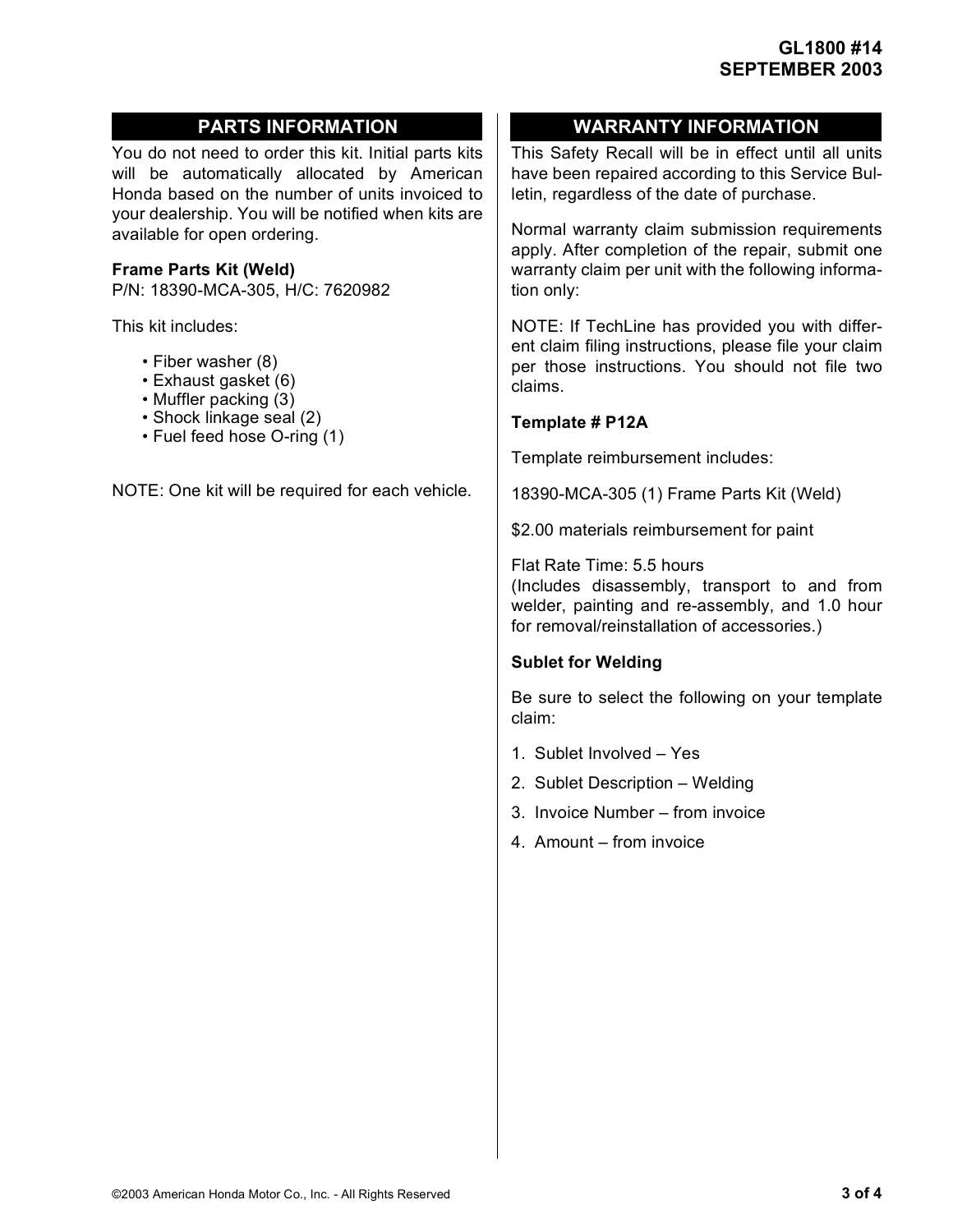## PARTS INFORMATION

You do not need to order this kit. Initial parts kits will be automatically allocated by American Honda based on the number of units invoiced to your dealership. You will be notified when kits are available for open ordering.

**Frame Parts Kit (Weld)**
P/N: 18390-MCA-305, H/C: 7620982

This kit includes:

- Fiber washer (8)
- Exhaust gasket (6)
- Muffler packing (3)
- Shock linkage seal (2)
- Fuel feed hose O-ring (1)

NOTE: One kit will be required for each vehicle.

## WARRANTY INFORMATION

This Safety Recall will be in effect until all units have been repaired according to this Service Bulletin, regardless of the date of purchase.

Normal warranty claim submission requirements apply. After completion of the repair, submit one warranty claim per unit with the following information only:

NOTE: If TechLine has provided you with different claim filing instructions, please file your claim per those instructions. You should not file two claims.

**Template # P12A**

Template reimbursement includes:

18390-MCA-305 (1) Frame Parts Kit (Weld)

$2.00 materials reimbursement for paint

Flat Rate Time: 5.5 hours
(Includes disassembly, transport to and from welder, painting and re-assembly, and 1.0 hour for removal/reinstallation of accessories.)

**Sublet for Welding**

Be sure to select the following on your template claim:

1. Sublet Involved – Yes
2. Sublet Description – Welding
3. Invoice Number – from invoice
4. Amount – from invoice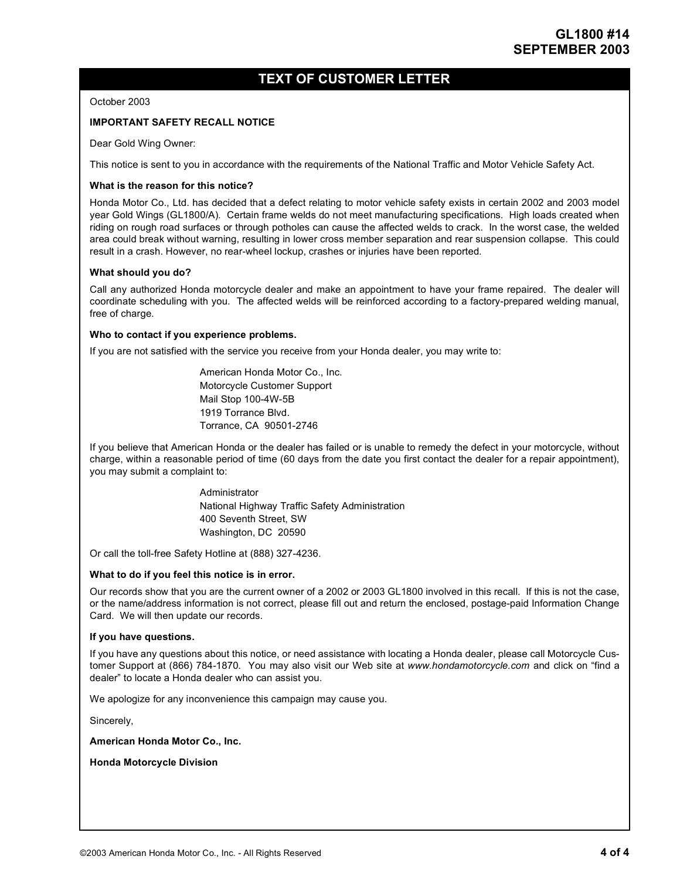## TEXT OF CUSTOMER LETTER

October 2003

**IMPORTANT SAFETY RECALL NOTICE**

Dear Gold Wing Owner:

This notice is sent to you in accordance with the requirements of the National Traffic and Motor Vehicle Safety Act.

**What is the reason for this notice?**

Honda Motor Co., Ltd. has decided that a defect relating to motor vehicle safety exists in certain 2002 and 2003 model year Gold Wings (GL1800/A). Certain frame welds do not meet manufacturing specifications. High loads created when riding on rough road surfaces or through potholes can cause the affected welds to crack. In the worst case, the welded area could break without warning, resulting in lower cross member separation and rear suspension collapse. This could result in a crash. However, no rear-wheel lockup, crashes or injuries have been reported.

**What should you do?**

Call any authorized Honda motorcycle dealer and make an appointment to have your frame repaired. The dealer will coordinate scheduling with you. The affected welds will be reinforced according to a factory-prepared welding manual, free of charge.

**Who to contact if you experience problems.**

If you are not satisfied with the service you receive from your Honda dealer, you may write to:

American Honda Motor Co., Inc.
Motorcycle Customer Support
Mail Stop 100-4W-5B
1919 Torrance Blvd.
Torrance, CA 90501-2746

If you believe that American Honda or the dealer has failed or is unable to remedy the defect in your motorcycle, without charge, within a reasonable period of time (60 days from the date you first contact the dealer for a repair appointment), you may submit a complaint to:

Administrator
National Highway Traffic Safety Administration
400 Seventh Street, SW
Washington, DC 20590

Or call the toll-free Safety Hotline at (888) 327-4236.

**What to do if you feel this notice is in error.**

Our records show that you are the current owner of a 2002 or 2003 GL1800 involved in this recall. If this is not the case, or the name/address information is not correct, please fill out and return the enclosed, postage-paid Information Change Card. We will then update our records.

**If you have questions.**

If you have any questions about this notice, or need assistance with locating a Honda dealer, please call Motorcycle Customer Support at (866) 784-1870. You may also visit our Web site at *www.hondamotorcycle.com* and click on "find a dealer" to locate a Honda dealer who can assist you.

We apologize for any inconvenience this campaign may cause you.

Sincerely,

**American Honda Motor Co., Inc.**

**Honda Motorcycle Division**